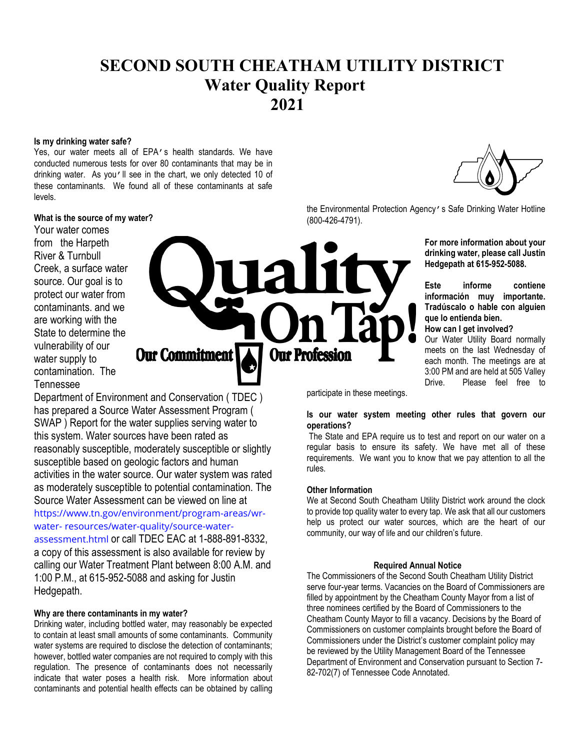# SECOND SOUTH CHEATHAM UTILITY DISTRICT
# Water Quality Report
# 2021

**Is my drinking water safe?**

Yes, our water meets all of EPA's health standards. We have conducted numerous tests for over 80 contaminants that may be in drinking water. As you'll see in the chart, we only detected 10 of these contaminants. We found all of these contaminants at safe levels.

**What is the source of my water?**

Your water comes from the Harpeth River & Turnbull Creek, a surface water source. Our goal is to protect our water from contaminants. and we are working with the State to determine the vulnerability of our water supply to contamination. The Tennessee Department of Environment and Conservation ( TDEC ) has prepared a Source Water Assessment Program ( SWAP ) Report for the water supplies serving water to this system. Water sources have been rated as reasonably susceptible, moderately susceptible or slightly susceptible based on geologic factors and human activities in the water source. Our water system was rated as moderately susceptible to potential contamination. The Source Water Assessment can be viewed on line at https://www.tn.gov/environment/program-areas/wr-water- resources/water-quality/source-water-assessment.html or call TDEC EAC at 1-888-891-8332, a copy of this assessment is also available for review by calling our Water Treatment Plant between 8:00 A.M. and 1:00 P.M., at 615-952-5088 and asking for Justin Hedgepath.

Quality On Tap! Our Commitment Our Profession

**Why are there contaminants in my water?**

Drinking water, including bottled water, may reasonably be expected to contain at least small amounts of some contaminants. Community water systems are required to disclose the detection of contaminants; however, bottled water companies are not required to comply with this regulation. The presence of contaminants does not necessarily indicate that water poses a health risk. More information about contaminants and potential health effects can be obtained by calling the Environmental Protection Agency's Safe Drinking Water Hotline (800-426-4791).

**For more information about your drinking water, please call Justin Hedgepath at 615-952-5088.**

**Este informe contiene información muy importante. Tradúscalo o hable con alguien que lo entienda bien.**

**How can I get involved?**

Our Water Utility Board normally meets on the last Wednesday of each month. The meetings are at 3:00 PM and are held at 505 Valley Drive. Please feel free to participate in these meetings.

**Is our water system meeting other rules that govern our operations?**

The State and EPA require us to test and report on our water on a regular basis to ensure its safety. We have met all of these requirements. We want you to know that we pay attention to all the rules.

**Other Information**

We at Second South Cheatham Utility District work around the clock to provide top quality water to every tap. We ask that all our customers help us protect our water sources, which are the heart of our community, our way of life and our children's future.

**Required Annual Notice**

The Commissioners of the Second South Cheatham Utility District serve four-year terms. Vacancies on the Board of Commissioners are filled by appointment by the Cheatham County Mayor from a list of three nominees certified by the Board of Commissioners to the Cheatham County Mayor to fill a vacancy. Decisions by the Board of Commissioners on customer complaints brought before the Board of Commissioners under the District's customer complaint policy may be reviewed by the Utility Management Board of the Tennessee Department of Environment and Conservation pursuant to Section 7-82-702(7) of Tennessee Code Annotated.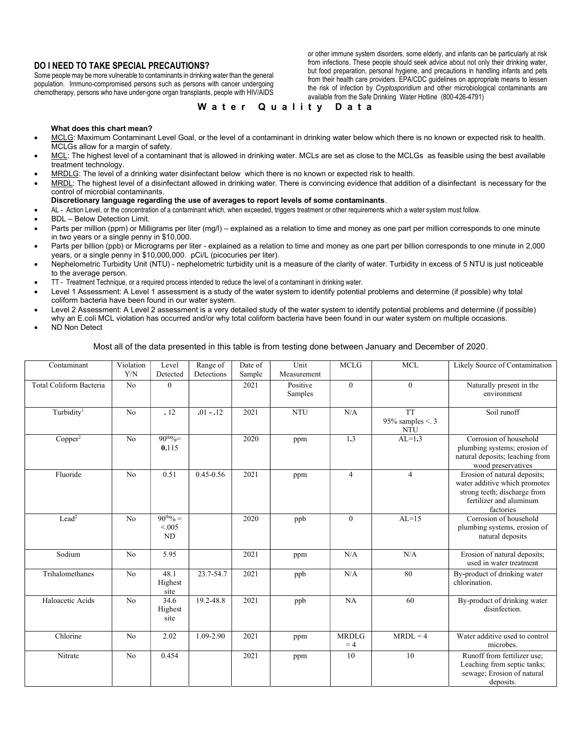## DO I NEED TO TAKE SPECIAL PRECAUTIONS?

Some people may be more vulnerable to contaminants in drinking water than the general population. Immuno-compromised persons such as persons with cancer undergoing chemotherapy, persons who have under-gone organ transplants, people with HIV/AIDS or other immune system disorders, some elderly, and infants can be particularly at risk from infections. These people should seek advice about not only their drinking water, but food preparation, personal hygiene, and precautions in handling infants and pets from their health care providers. EPA/CDC guidelines on appropriate means to lessen the risk of infection by *Cryptosporidium* and other microbiological contaminants are available from the Safe Drinking Water Hotline (800-426-4791)

## W a t e r   Q u a l i t y   D a t a

**What does this chart mean?**

- MCLG: Maximum Contaminant Level Goal, or the level of a contaminant in drinking water below which there is no known or expected risk to health. MCLGs allow for a margin of safety.
- MCL: The highest level of a contaminant that is allowed in drinking water. MCLs are set as close to the MCLGs as feasible using the best available treatment technology.
- MRDLG: The level of a drinking water disinfectant below which there is no known or expected risk to health.
- MRDL: The highest level of a disinfectant allowed in drinking water. There is convincing evidence that addition of a disinfectant is necessary for the control of microbial contaminants.

**Discretionary language regarding the use of averages to report levels of some contaminants**.

- AL - Action Level, or the concentration of a contaminant which, when exceeded, triggers treatment or other requirements which a water system must follow.
- BDL – Below Detection Limit.
- Parts per million (ppm) or Milligrams per liter (mg/l) – explained as a relation to time and money as one part per million corresponds to one minute in two years or a single penny in $10,000.
- Parts per billion (ppb) or Micrograms per liter - explained as a relation to time and money as one part per billion corresponds to one minute in 2,000 years, or a single penny in $10,000,000. pCi/L (picocuries per liter).
- Nephelometric Turbidity Unit (NTU) - nephelometric turbidity unit is a measure of the clarity of water. Turbidity in excess of 5 NTU is just noticeable to the average person.
- TT - Treatment Technique, or a required process intended to reduce the level of a contaminant in drinking water.
- Level 1 Assessment: A Level 1 assessment is a study of the water system to identify potential problems and determine (if possible) why total coliform bacteria have been found in our water system.
- Level 2 Assessment: A Level 2 assessment is a very detailed study of the water system to identify potential problems and determine (if possible) why an E.coli MCL violation has occurred and/or why total coliform bacteria have been found in our water system on multiple occasions.
- ND Non Detect

Most all of the data presented in this table is from testing done between January and December of 2020.

| Contaminant | Violation Y/N | Level Detected | Range of Detections | Date of Sample | Unit Measurement | MCLG | MCL | Likely Source of Contamination |
|---|---|---|---|---|---|---|---|---|
| Total Coliform Bacteria | No | 0 | | 2021 | Positive Samples | 0 | 0 | Naturally present in the environment |
| Turbidity[1] | No | .12 | .01 - .12 | 2021 | NTU | N/A | TT 95% samples <. 3 NTU | Soil runoff |
| Copper[2] | No | 90$^{th}$%= 0.115 | | 2020 | ppm | 1.3 | AL=1.3 | Corrosion of household plumbing systems; erosion of natural deposits; leaching from wood preservatives |
| Fluoride | No | 0.51 | 0.45-0.56 | 2021 | ppm | 4 | 4 | Erosion of natural deposits; water additive which promotes strong teeth; discharge from fertilizer and aluminum factories |
| Lead[2] | No | 90$^{th}$% = <.005 ND | | 2020 | ppb | 0 | AL=15 | Corrosion of household plumbing systems, erosion of natural deposits |
| Sodium | No | 5.95 | | 2021 | ppm | N/A | N/A | Erosion of natural deposits; used in water treatment |
| Trihalomethanes | No | 48.1 Highest site | 23.7-54.7 | 2021 | ppb | N/A | 80 | By-product of drinking water chlorination. |
| Haloacetic Acids | No | 34.6 Highest site | 19.2-48.8 | 2021 | ppb | NA | 60 | By-product of drinking water disinfection. |
| Chlorine | No | 2.02 | 1.09-2.90 | 2021 | ppm | MRDLG = 4 | MRDL = 4 | Water additive used to control microbes. |
| Nitrate | No | 0.454 | | 2021 | ppm | 10 | 10 | Runoff from fertilizer use; Leaching from septic tanks; sewage; Erosion of natural deposits. |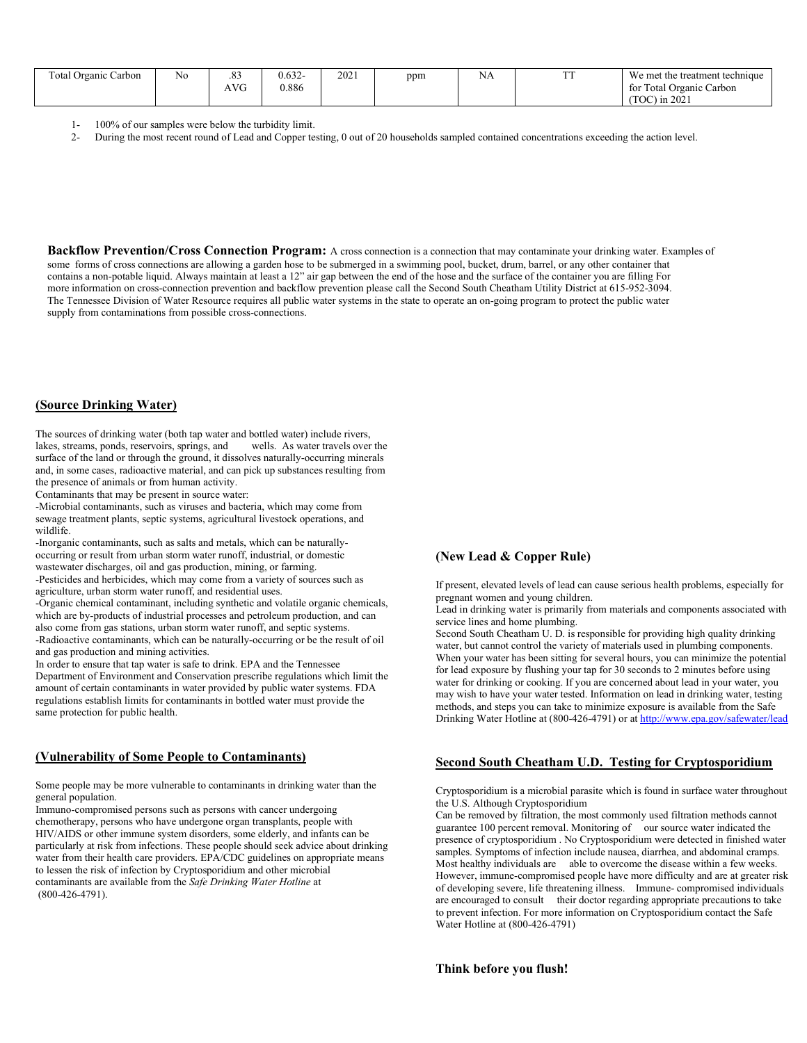| Total Organic Carbon | No | .83 AVG | 0.632-0.886 | 2021 | ppm | NA | TT | We met the treatment technique for Total Organic Carbon (TOC) in 2021 |
|---|---|---|---|---|---|---|---|---|

1- 100% of our samples were below the turbidity limit.
2- During the most recent round of Lead and Copper testing, 0 out of 20 households sampled contained concentrations exceeding the action level.

**Backflow Prevention/Cross Connection Program:** A cross connection is a connection that may contaminate your drinking water. Examples of some forms of cross connections are allowing a garden hose to be submerged in a swimming pool, bucket, drum, barrel, or any other container that contains a non-potable liquid. Always maintain at least a 12" air gap between the end of the hose and the surface of the container you are filling For more information on cross-connection prevention and backflow prevention please call the Second South Cheatham Utility District at 615-952-3094. The Tennessee Division of Water Resource requires all public water systems in the state to operate an on-going program to protect the public water supply from contaminations from possible cross-connections.

## (Source Drinking Water)

The sources of drinking water (both tap water and bottled water) include rivers, lakes, streams, ponds, reservoirs, springs, and wells. As water travels over the surface of the land or through the ground, it dissolves naturally-occurring minerals and, in some cases, radioactive material, and can pick up substances resulting from the presence of animals or from human activity.

Contaminants that may be present in source water:

-Microbial contaminants, such as viruses and bacteria, which may come from sewage treatment plants, septic systems, agricultural livestock operations, and wildlife.

-Inorganic contaminants, such as salts and metals, which can be naturally-occurring or result from urban storm water runoff, industrial, or domestic wastewater discharges, oil and gas production, mining, or farming.

-Pesticides and herbicides, which may come from a variety of sources such as agriculture, urban storm water runoff, and residential uses.

-Organic chemical contaminant, including synthetic and volatile organic chemicals, which are by-products of industrial processes and petroleum production, and can also come from gas stations, urban storm water runoff, and septic systems.

-Radioactive contaminants, which can be naturally-occurring or be the result of oil and gas production and mining activities.

In order to ensure that tap water is safe to drink. EPA and the Tennessee Department of Environment and Conservation prescribe regulations which limit the amount of certain contaminants in water provided by public water systems. FDA regulations establish limits for contaminants in bottled water must provide the same protection for public health.

## (Vulnerability of Some People to Contaminants)

Some people may be more vulnerable to contaminants in drinking water than the general population.

Immuno-compromised persons such as persons with cancer undergoing chemotherapy, persons who have undergone organ transplants, people with HIV/AIDS or other immune system disorders, some elderly, and infants can be particularly at risk from infections. These people should seek advice about drinking water from their health care providers. EPA/CDC guidelines on appropriate means to lessen the risk of infection by Cryptosporidium and other microbial contaminants are available from the *Safe Drinking Water Hotline* at (800-426-4791).

## (New Lead & Copper Rule)

If present, elevated levels of lead can cause serious health problems, especially for pregnant women and young children.

Lead in drinking water is primarily from materials and components associated with service lines and home plumbing.

Second South Cheatham U. D. is responsible for providing high quality drinking water, but cannot control the variety of materials used in plumbing components. When your water has been sitting for several hours, you can minimize the potential for lead exposure by flushing your tap for 30 seconds to 2 minutes before using water for drinking or cooking. If you are concerned about lead in your water, you may wish to have your water tested. Information on lead in drinking water, testing methods, and steps you can take to minimize exposure is available from the Safe Drinking Water Hotline at (800-426-4791) or at http://www.epa.gov/safewater/lead

## Second South Cheatham U.D. Testing for Cryptosporidium

Cryptosporidium is a microbial parasite which is found in surface water throughout the U.S. Although Cryptosporidium Can be removed by filtration, the most commonly used filtration methods cannot guarantee 100 percent removal. Monitoring of our source water indicated the presence of cryptosporidium . No Cryptosporidium were detected in finished water samples. Symptoms of infection include nausea, diarrhea, and abdominal cramps. Most healthy individuals are able to overcome the disease within a few weeks. However, immune-compromised people have more difficulty and are at greater risk of developing severe, life threatening illness. Immune- compromised individuals are encouraged to consult their doctor regarding appropriate precautions to take to prevent infection. For more information on Cryptosporidium contact the Safe Water Hotline at (800-426-4791)

**Think before you flush!**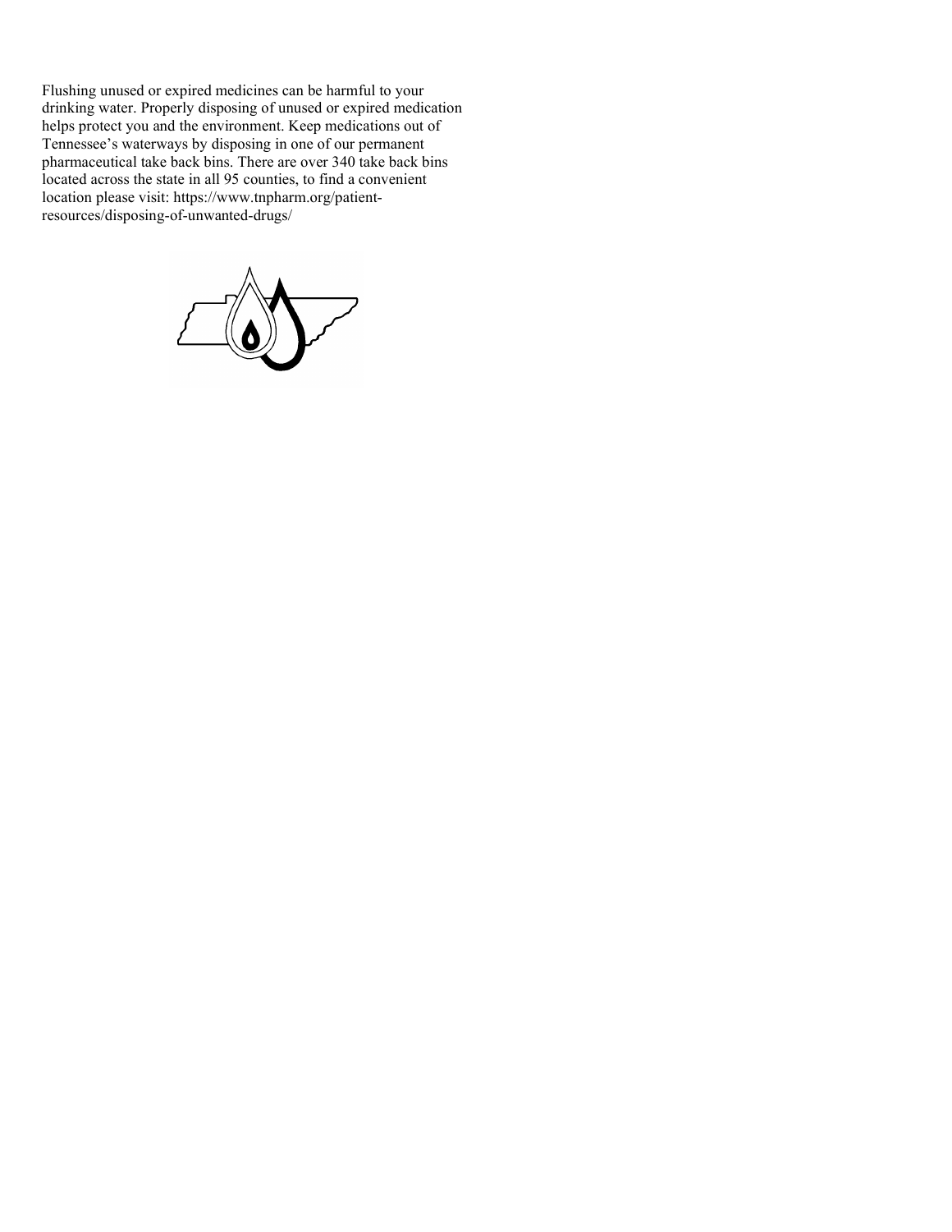Flushing unused or expired medicines can be harmful to your drinking water. Properly disposing of unused or expired medication helps protect you and the environment. Keep medications out of Tennessee's waterways by disposing in one of our permanent pharmaceutical take back bins. There are over 340 take back bins located across the state in all 95 counties, to find a convenient location please visit: https://www.tnpharm.org/patient-resources/disposing-of-unwanted-drugs/